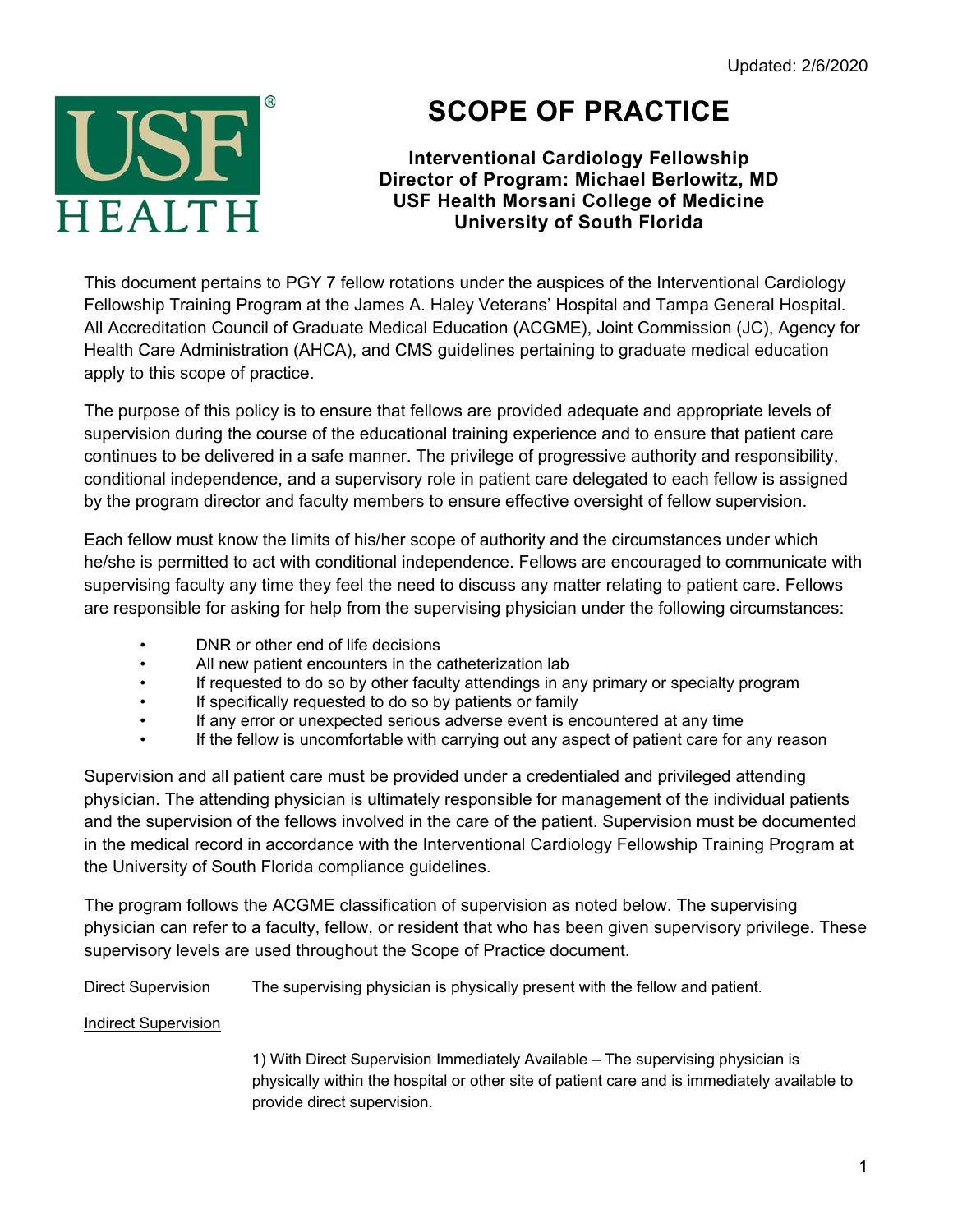Updated: 2/6/2020

# SCOPE OF PRACTICE

**Interventional Cardiology Fellowship**
**Director of Program: Michael Berlowitz, MD**
**USF Health Morsani College of Medicine**
**University of South Florida**

This document pertains to PGY 7 fellow rotations under the auspices of the Interventional Cardiology Fellowship Training Program at the James A. Haley Veterans' Hospital and Tampa General Hospital. All Accreditation Council of Graduate Medical Education (ACGME), Joint Commission (JC), Agency for Health Care Administration (AHCA), and CMS guidelines pertaining to graduate medical education apply to this scope of practice.

The purpose of this policy is to ensure that fellows are provided adequate and appropriate levels of supervision during the course of the educational training experience and to ensure that patient care continues to be delivered in a safe manner. The privilege of progressive authority and responsibility, conditional independence, and a supervisory role in patient care delegated to each fellow is assigned by the program director and faculty members to ensure effective oversight of fellow supervision.

Each fellow must know the limits of his/her scope of authority and the circumstances under which he/she is permitted to act with conditional independence. Fellows are encouraged to communicate with supervising faculty any time they feel the need to discuss any matter relating to patient care. Fellows are responsible for asking for help from the supervising physician under the following circumstances:

- DNR or other end of life decisions
- All new patient encounters in the catheterization lab
- If requested to do so by other faculty attendings in any primary or specialty program
- If specifically requested to do so by patients or family
- If any error or unexpected serious adverse event is encountered at any time
- If the fellow is uncomfortable with carrying out any aspect of patient care for any reason

Supervision and all patient care must be provided under a credentialed and privileged attending physician. The attending physician is ultimately responsible for management of the individual patients and the supervision of the fellows involved in the care of the patient. Supervision must be documented in the medical record in accordance with the Interventional Cardiology Fellowship Training Program at the University of South Florida compliance guidelines.

The program follows the ACGME classification of supervision as noted below. The supervising physician can refer to a faculty, fellow, or resident that who has been given supervisory privilege. These supervisory levels are used throughout the Scope of Practice document.

<u>Direct Supervision</u> The supervising physician is physically present with the fellow and patient.

<u>Indirect Supervision</u>

1) With Direct Supervision Immediately Available – The supervising physician is physically within the hospital or other site of patient care and is immediately available to provide direct supervision.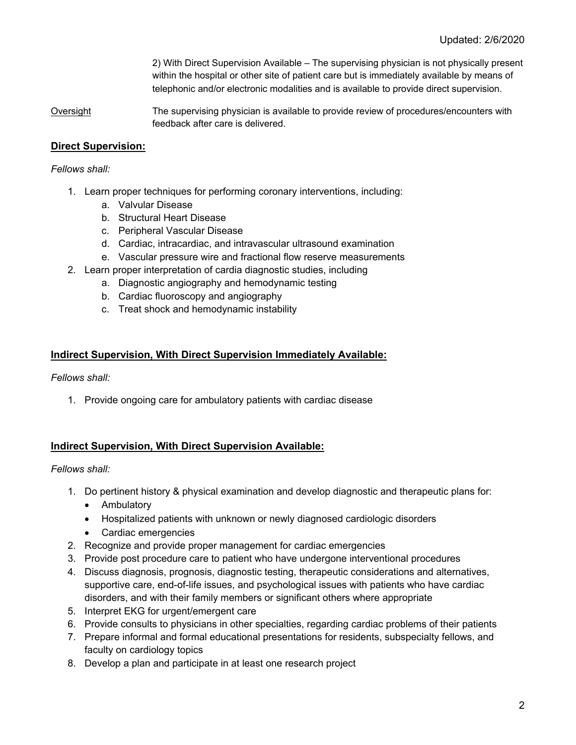2) With Direct Supervision Available – The supervising physician is not physically present within the hospital or other site of patient care but is immediately available by means of telephonic and/or electronic modalities and is available to provide direct supervision.

Oversight — The supervising physician is available to provide review of procedures/encounters with feedback after care is delivered.

## **Direct Supervision:**

*Fellows shall:*

1. Learn proper techniques for performing coronary interventions, including:
   a. Valvular Disease
   b. Structural Heart Disease
   c. Peripheral Vascular Disease
   d. Cardiac, intracardiac, and intravascular ultrasound examination
   e. Vascular pressure wire and fractional flow reserve measurements
2. Learn proper interpretation of cardia diagnostic studies, including
   a. Diagnostic angiography and hemodynamic testing
   b. Cardiac fluoroscopy and angiography
   c. Treat shock and hemodynamic instability

## **Indirect Supervision, With Direct Supervision Immediately Available:**

*Fellows shall:*

1. Provide ongoing care for ambulatory patients with cardiac disease

## **Indirect Supervision, With Direct Supervision Available:**

*Fellows shall:*

1. Do pertinent history & physical examination and develop diagnostic and therapeutic plans for:
   - Ambulatory
   - Hospitalized patients with unknown or newly diagnosed cardiologic disorders
   - Cardiac emergencies
2. Recognize and provide proper management for cardiac emergencies
3. Provide post procedure care to patient who have undergone interventional procedures
4. Discuss diagnosis, prognosis, diagnostic testing, therapeutic considerations and alternatives, supportive care, end-of-life issues, and psychological issues with patients who have cardiac disorders, and with their family members or significant others where appropriate
5. Interpret EKG for urgent/emergent care
6. Provide consults to physicians in other specialties, regarding cardiac problems of their patients
7. Prepare informal and formal educational presentations for residents, subspecialty fellows, and faculty on cardiology topics
8. Develop a plan and participate in at least one research project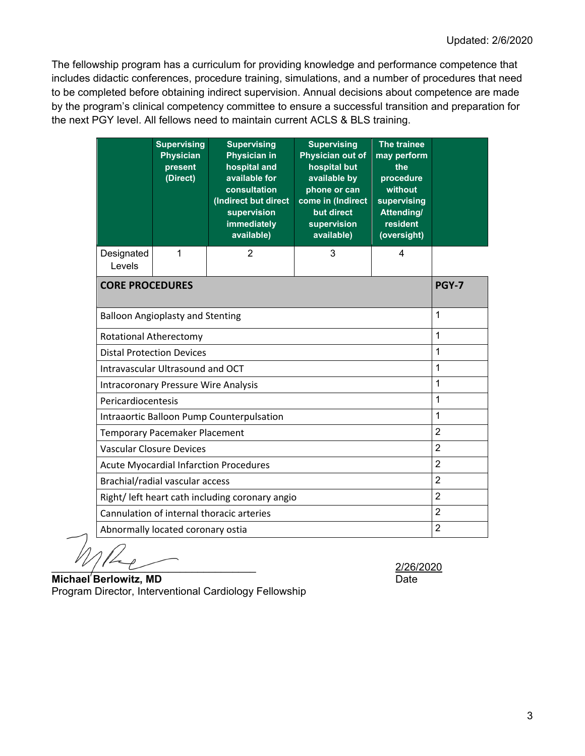Updated: 2/6/2020

The fellowship program has a curriculum for providing knowledge and performance competence that includes didactic conferences, procedure training, simulations, and a number of procedures that need to be completed before obtaining indirect supervision. Annual decisions about competence are made by the program's clinical competency committee to ensure a successful transition and preparation for the next PGY level. All fellows need to maintain current ACLS & BLS training.

| | Supervising Physician present (Direct) | Supervising Physician in hospital and available for consultation (Indirect but direct supervision immediately available) | Supervising Physician out of hospital but available by phone or can come in (Indirect but direct supervision available) | The trainee may perform the procedure without supervising Attending/ resident (oversight) |
|---|---|---|---|---|
| Designated Levels | 1 | 2 | 3 | 4 |

| **CORE PROCEDURES** | **PGY-7** |
|---|---|
| Balloon Angioplasty and Stenting | 1 |
| Rotational Atherectomy | 1 |
| Distal Protection Devices | 1 |
| Intravascular Ultrasound and OCT | 1 |
| Intracoronary Pressure Wire Analysis | 1 |
| Pericardiocentesis | 1 |
| Intraaortic Balloon Pump Counterpulsation | 1 |
| Temporary Pacemaker Placement | 2 |
| Vascular Closure Devices | 2 |
| Acute Myocardial Infarction Procedures | 2 |
| Brachial/radial vascular access | 2 |
| Right/ left heart cath including coronary angio | 2 |
| Cannulation of internal thoracic arteries | 2 |
| Abnormally located coronary ostia | 2 |

**Michael Berlowitz, MD**
Program Director, Interventional Cardiology Fellowship

2/26/2020
Date